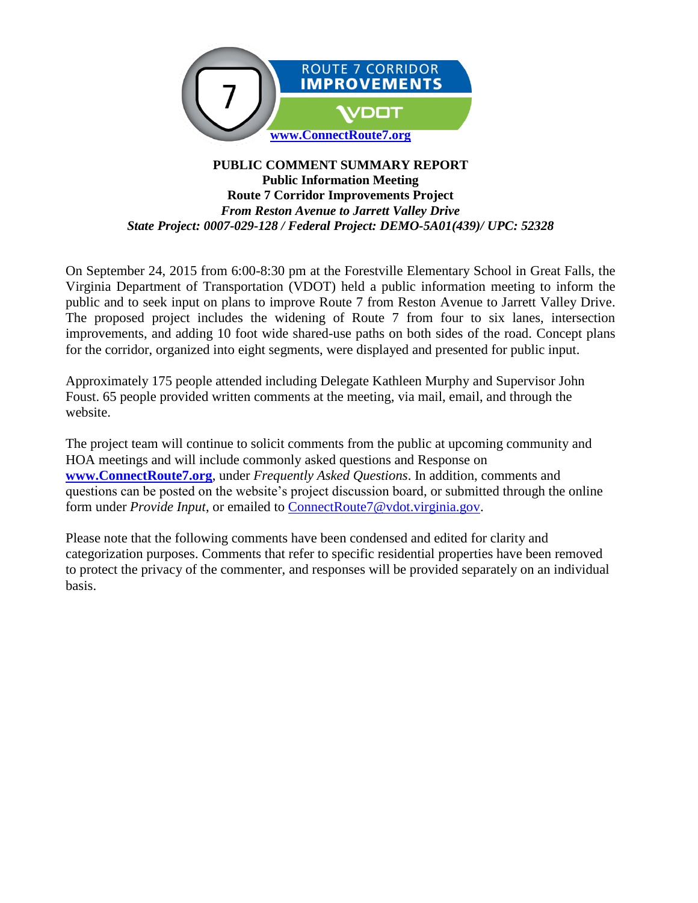ROUTE 7 CORRIDOR IMPROVEMENTS

VDOT

www.ConnectRoute7.org

**PUBLIC COMMENT SUMMARY REPORT**
**Public Information Meeting**
**Route 7 Corridor Improvements Project**
***From Reston Avenue to Jarrett Valley Drive***
***State Project: 0007-029-128 / Federal Project: DEMO-5A01(439)/ UPC: 52328***

On September 24, 2015 from 6:00-8:30 pm at the Forestville Elementary School in Great Falls, the Virginia Department of Transportation (VDOT) held a public information meeting to inform the public and to seek input on plans to improve Route 7 from Reston Avenue to Jarrett Valley Drive. The proposed project includes the widening of Route 7 from four to six lanes, intersection improvements, and adding 10 foot wide shared-use paths on both sides of the road. Concept plans for the corridor, organized into eight segments, were displayed and presented for public input.

Approximately 175 people attended including Delegate Kathleen Murphy and Supervisor John Foust. 65 people provided written comments at the meeting, via mail, email, and through the website.

The project team will continue to solicit comments from the public at upcoming community and HOA meetings and will include commonly asked questions and Response on **www.ConnectRoute7.org**, under *Frequently Asked Questions*. In addition, comments and questions can be posted on the website's project discussion board, or submitted through the online form under *Provide Input*, or emailed to ConnectRoute7@vdot.virginia.gov.

Please note that the following comments have been condensed and edited for clarity and categorization purposes. Comments that refer to specific residential properties have been removed to protect the privacy of the commenter, and responses will be provided separately on an individual basis.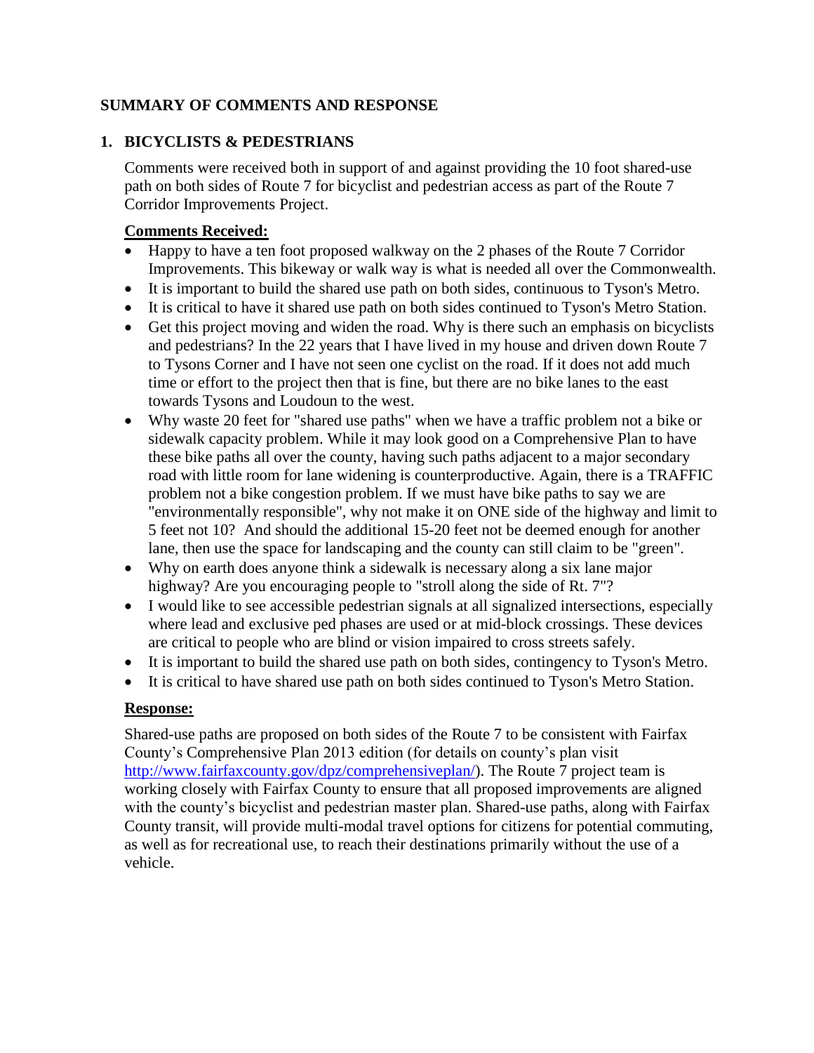## SUMMARY OF COMMENTS AND RESPONSE

### 1. BICYCLISTS & PEDESTRIANS

Comments were received both in support of and against providing the 10 foot shared-use path on both sides of Route 7 for bicyclist and pedestrian access as part of the Route 7 Corridor Improvements Project.

**Comments Received:**

- Happy to have a ten foot proposed walkway on the 2 phases of the Route 7 Corridor Improvements. This bikeway or walk way is what is needed all over the Commonwealth.
- It is important to build the shared use path on both sides, continuous to Tyson's Metro.
- It is critical to have it shared use path on both sides continued to Tyson's Metro Station.
- Get this project moving and widen the road. Why is there such an emphasis on bicyclists and pedestrians? In the 22 years that I have lived in my house and driven down Route 7 to Tysons Corner and I have not seen one cyclist on the road. If it does not add much time or effort to the project then that is fine, but there are no bike lanes to the east towards Tysons and Loudoun to the west.
- Why waste 20 feet for "shared use paths" when we have a traffic problem not a bike or sidewalk capacity problem. While it may look good on a Comprehensive Plan to have these bike paths all over the county, having such paths adjacent to a major secondary road with little room for lane widening is counterproductive. Again, there is a TRAFFIC problem not a bike congestion problem. If we must have bike paths to say we are "environmentally responsible", why not make it on ONE side of the highway and limit to 5 feet not 10? And should the additional 15-20 feet not be deemed enough for another lane, then use the space for landscaping and the county can still claim to be "green".
- Why on earth does anyone think a sidewalk is necessary along a six lane major highway? Are you encouraging people to "stroll along the side of Rt. 7"?
- I would like to see accessible pedestrian signals at all signalized intersections, especially where lead and exclusive ped phases are used or at mid-block crossings. These devices are critical to people who are blind or vision impaired to cross streets safely.
- It is important to build the shared use path on both sides, contingency to Tyson's Metro.
- It is critical to have shared use path on both sides continued to Tyson's Metro Station.

**Response:**

Shared-use paths are proposed on both sides of the Route 7 to be consistent with Fairfax County's Comprehensive Plan 2013 edition (for details on county's plan visit http://www.fairfaxcounty.gov/dpz/comprehensiveplan/). The Route 7 project team is working closely with Fairfax County to ensure that all proposed improvements are aligned with the county's bicyclist and pedestrian master plan. Shared-use paths, along with Fairfax County transit, will provide multi-modal travel options for citizens for potential commuting, as well as for recreational use, to reach their destinations primarily without the use of a vehicle.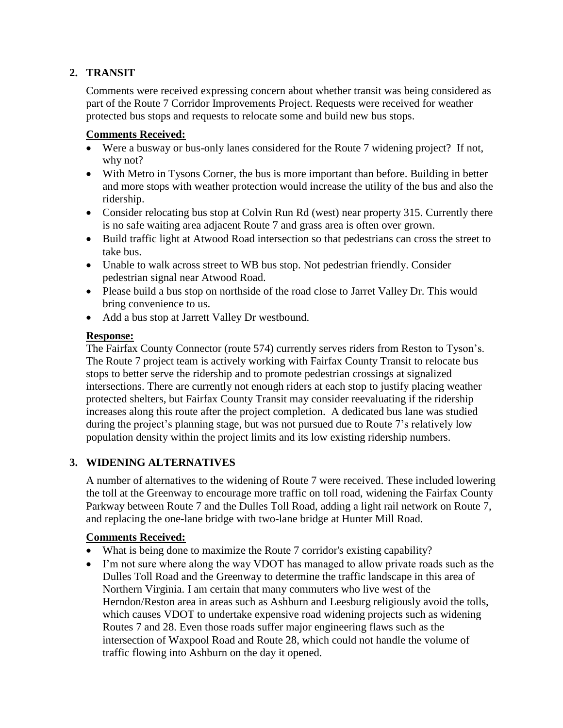## 2. TRANSIT

Comments were received expressing concern about whether transit was being considered as part of the Route 7 Corridor Improvements Project. Requests were received for weather protected bus stops and requests to relocate some and build new bus stops.

**Comments Received:**

- Were a busway or bus-only lanes considered for the Route 7 widening project? If not, why not?
- With Metro in Tysons Corner, the bus is more important than before. Building in better and more stops with weather protection would increase the utility of the bus and also the ridership.
- Consider relocating bus stop at Colvin Run Rd (west) near property 315. Currently there is no safe waiting area adjacent Route 7 and grass area is often over grown.
- Build traffic light at Atwood Road intersection so that pedestrians can cross the street to take bus.
- Unable to walk across street to WB bus stop. Not pedestrian friendly. Consider pedestrian signal near Atwood Road.
- Please build a bus stop on northside of the road close to Jarret Valley Dr. This would bring convenience to us.
- Add a bus stop at Jarrett Valley Dr westbound.

**Response:**

The Fairfax County Connector (route 574) currently serves riders from Reston to Tyson's. The Route 7 project team is actively working with Fairfax County Transit to relocate bus stops to better serve the ridership and to promote pedestrian crossings at signalized intersections. There are currently not enough riders at each stop to justify placing weather protected shelters, but Fairfax County Transit may consider reevaluating if the ridership increases along this route after the project completion. A dedicated bus lane was studied during the project's planning stage, but was not pursued due to Route 7's relatively low population density within the project limits and its low existing ridership numbers.

## 3. WIDENING ALTERNATIVES

A number of alternatives to the widening of Route 7 were received. These included lowering the toll at the Greenway to encourage more traffic on toll road, widening the Fairfax County Parkway between Route 7 and the Dulles Toll Road, adding a light rail network on Route 7, and replacing the one-lane bridge with two-lane bridge at Hunter Mill Road.

**Comments Received:**

- What is being done to maximize the Route 7 corridor's existing capability?
- I'm not sure where along the way VDOT has managed to allow private roads such as the Dulles Toll Road and the Greenway to determine the traffic landscape in this area of Northern Virginia. I am certain that many commuters who live west of the Herndon/Reston area in areas such as Ashburn and Leesburg religiously avoid the tolls, which causes VDOT to undertake expensive road widening projects such as widening Routes 7 and 28. Even those roads suffer major engineering flaws such as the intersection of Waxpool Road and Route 28, which could not handle the volume of traffic flowing into Ashburn on the day it opened.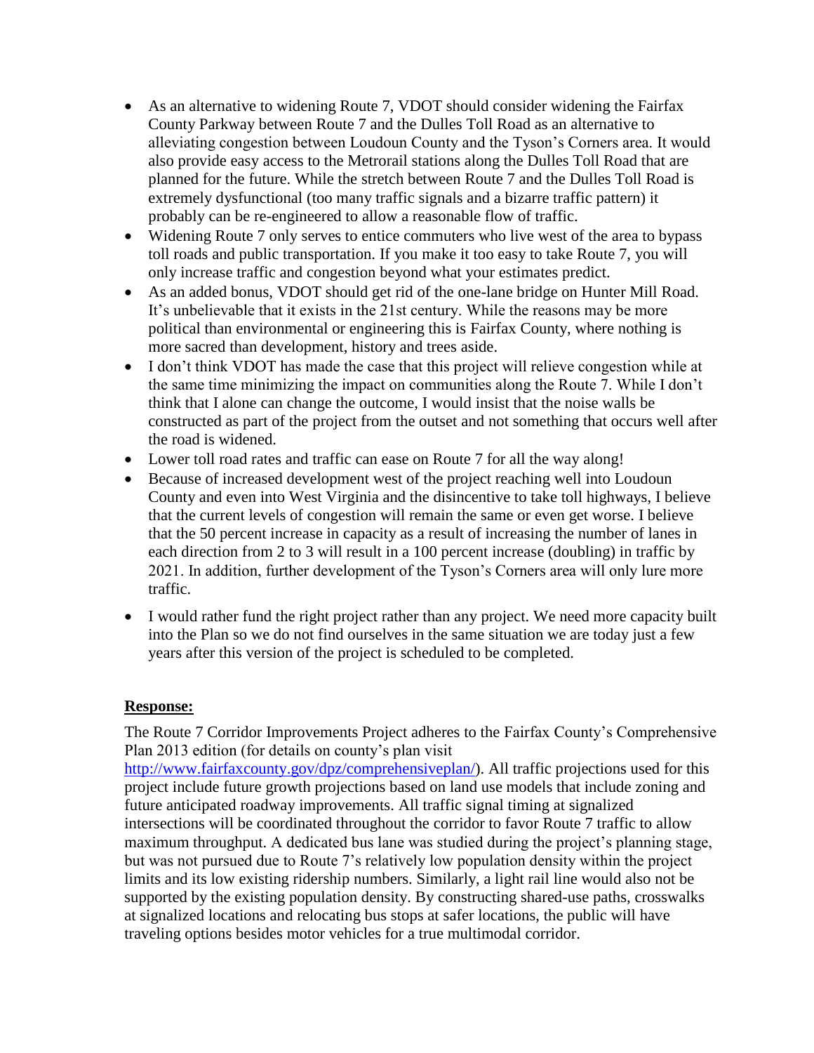- As an alternative to widening Route 7, VDOT should consider widening the Fairfax County Parkway between Route 7 and the Dulles Toll Road as an alternative to alleviating congestion between Loudoun County and the Tyson's Corners area. It would also provide easy access to the Metrorail stations along the Dulles Toll Road that are planned for the future. While the stretch between Route 7 and the Dulles Toll Road is extremely dysfunctional (too many traffic signals and a bizarre traffic pattern) it probably can be re-engineered to allow a reasonable flow of traffic.
- Widening Route 7 only serves to entice commuters who live west of the area to bypass toll roads and public transportation. If you make it too easy to take Route 7, you will only increase traffic and congestion beyond what your estimates predict.
- As an added bonus, VDOT should get rid of the one-lane bridge on Hunter Mill Road. It's unbelievable that it exists in the 21st century. While the reasons may be more political than environmental or engineering this is Fairfax County, where nothing is more sacred than development, history and trees aside.
- I don't think VDOT has made the case that this project will relieve congestion while at the same time minimizing the impact on communities along the Route 7. While I don't think that I alone can change the outcome, I would insist that the noise walls be constructed as part of the project from the outset and not something that occurs well after the road is widened.
- Lower toll road rates and traffic can ease on Route 7 for all the way along!
- Because of increased development west of the project reaching well into Loudoun County and even into West Virginia and the disincentive to take toll highways, I believe that the current levels of congestion will remain the same or even get worse. I believe that the 50 percent increase in capacity as a result of increasing the number of lanes in each direction from 2 to 3 will result in a 100 percent increase (doubling) in traffic by 2021. In addition, further development of the Tyson's Corners area will only lure more traffic.
- I would rather fund the right project rather than any project. We need more capacity built into the Plan so we do not find ourselves in the same situation we are today just a few years after this version of the project is scheduled to be completed.

**Response:**

The Route 7 Corridor Improvements Project adheres to the Fairfax County's Comprehensive Plan 2013 edition (for details on county's plan visit http://www.fairfaxcounty.gov/dpz/comprehensiveplan/). All traffic projections used for this project include future growth projections based on land use models that include zoning and future anticipated roadway improvements. All traffic signal timing at signalized intersections will be coordinated throughout the corridor to favor Route 7 traffic to allow maximum throughput. A dedicated bus lane was studied during the project's planning stage, but was not pursued due to Route 7's relatively low population density within the project limits and its low existing ridership numbers. Similarly, a light rail line would also not be supported by the existing population density. By constructing shared-use paths, crosswalks at signalized locations and relocating bus stops at safer locations, the public will have traveling options besides motor vehicles for a true multimodal corridor.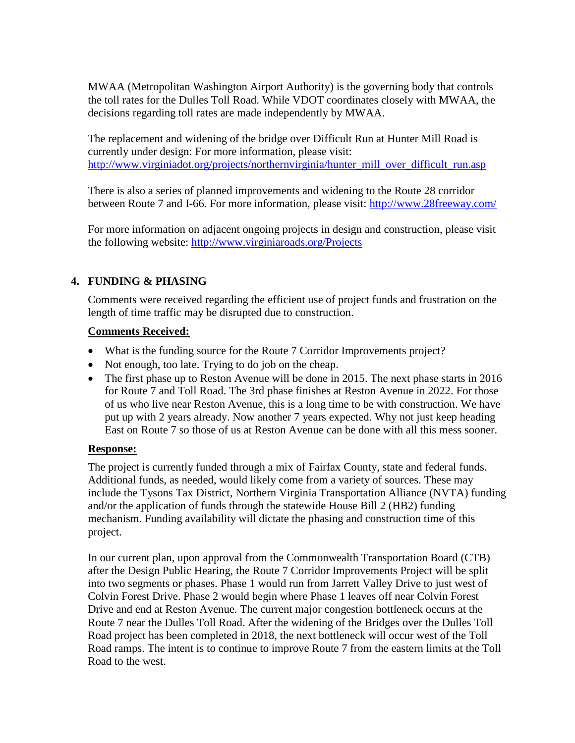MWAA (Metropolitan Washington Airport Authority) is the governing body that controls the toll rates for the Dulles Toll Road. While VDOT coordinates closely with MWAA, the decisions regarding toll rates are made independently by MWAA.

The replacement and widening of the bridge over Difficult Run at Hunter Mill Road is currently under design: For more information, please visit: http://www.virginiadot.org/projects/northernvirginia/hunter_mill_over_difficult_run.asp

There is also a series of planned improvements and widening to the Route 28 corridor between Route 7 and I-66. For more information, please visit: http://www.28freeway.com/

For more information on adjacent ongoing projects in design and construction, please visit the following website: http://www.virginiaroads.org/Projects

## 4. FUNDING & PHASING

Comments were received regarding the efficient use of project funds and frustration on the length of time traffic may be disrupted due to construction.

**Comments Received:**

- What is the funding source for the Route 7 Corridor Improvements project?
- Not enough, too late. Trying to do job on the cheap.
- The first phase up to Reston Avenue will be done in 2015. The next phase starts in 2016 for Route 7 and Toll Road. The 3rd phase finishes at Reston Avenue in 2022. For those of us who live near Reston Avenue, this is a long time to be with construction. We have put up with 2 years already. Now another 7 years expected. Why not just keep heading East on Route 7 so those of us at Reston Avenue can be done with all this mess sooner.

**Response:**

The project is currently funded through a mix of Fairfax County, state and federal funds. Additional funds, as needed, would likely come from a variety of sources. These may include the Tysons Tax District, Northern Virginia Transportation Alliance (NVTA) funding and/or the application of funds through the statewide House Bill 2 (HB2) funding mechanism. Funding availability will dictate the phasing and construction time of this project.

In our current plan, upon approval from the Commonwealth Transportation Board (CTB) after the Design Public Hearing, the Route 7 Corridor Improvements Project will be split into two segments or phases. Phase 1 would run from Jarrett Valley Drive to just west of Colvin Forest Drive. Phase 2 would begin where Phase 1 leaves off near Colvin Forest Drive and end at Reston Avenue. The current major congestion bottleneck occurs at the Route 7 near the Dulles Toll Road. After the widening of the Bridges over the Dulles Toll Road project has been completed in 2018, the next bottleneck will occur west of the Toll Road ramps. The intent is to continue to improve Route 7 from the eastern limits at the Toll Road to the west.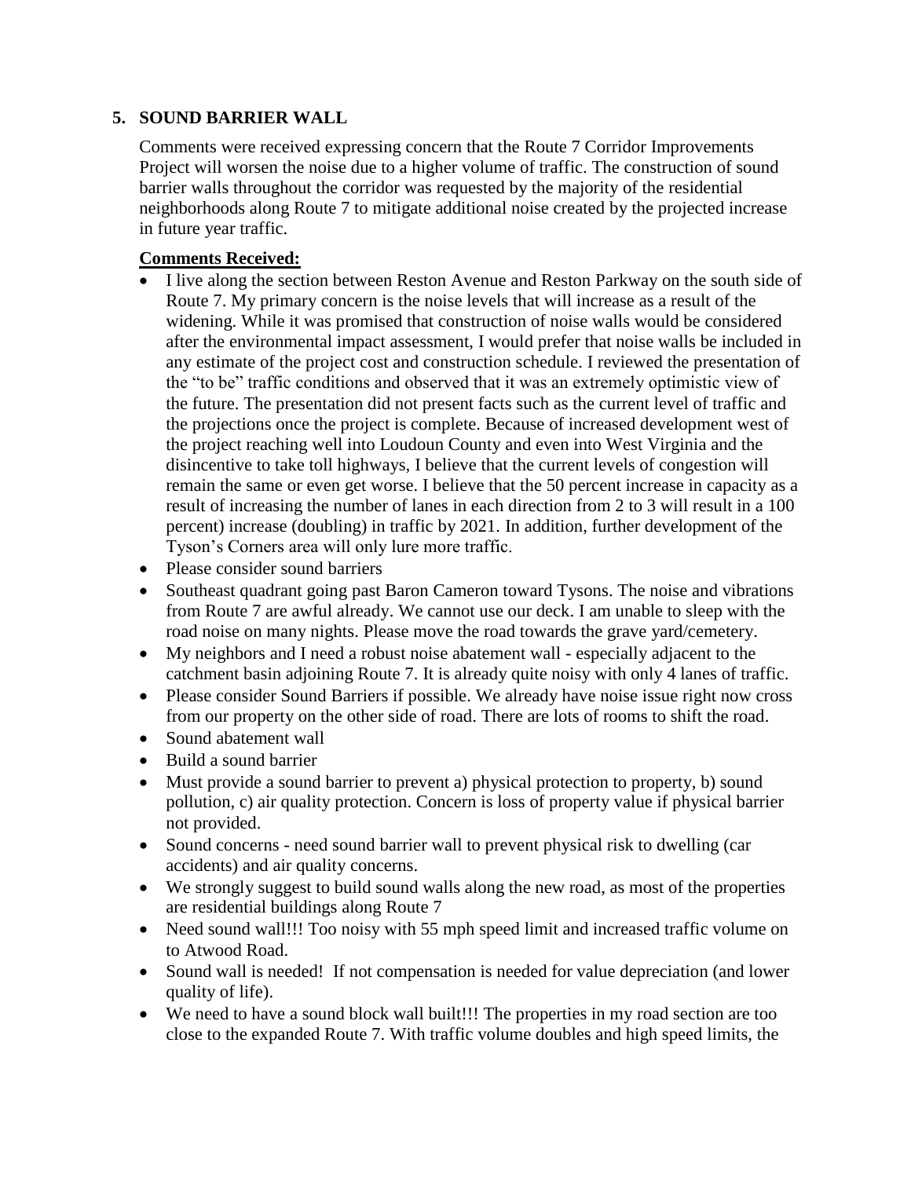## 5. SOUND BARRIER WALL

Comments were received expressing concern that the Route 7 Corridor Improvements Project will worsen the noise due to a higher volume of traffic. The construction of sound barrier walls throughout the corridor was requested by the majority of the residential neighborhoods along Route 7 to mitigate additional noise created by the projected increase in future year traffic.

**Comments Received:**

- I live along the section between Reston Avenue and Reston Parkway on the south side of Route 7. My primary concern is the noise levels that will increase as a result of the widening. While it was promised that construction of noise walls would be considered after the environmental impact assessment, I would prefer that noise walls be included in any estimate of the project cost and construction schedule. I reviewed the presentation of the "to be" traffic conditions and observed that it was an extremely optimistic view of the future. The presentation did not present facts such as the current level of traffic and the projections once the project is complete. Because of increased development west of the project reaching well into Loudoun County and even into West Virginia and the disincentive to take toll highways, I believe that the current levels of congestion will remain the same or even get worse. I believe that the 50 percent increase in capacity as a result of increasing the number of lanes in each direction from 2 to 3 will result in a 100 percent) increase (doubling) in traffic by 2021. In addition, further development of the Tyson's Corners area will only lure more traffic.
- Please consider sound barriers
- Southeast quadrant going past Baron Cameron toward Tysons. The noise and vibrations from Route 7 are awful already. We cannot use our deck. I am unable to sleep with the road noise on many nights. Please move the road towards the grave yard/cemetery.
- My neighbors and I need a robust noise abatement wall - especially adjacent to the catchment basin adjoining Route 7. It is already quite noisy with only 4 lanes of traffic.
- Please consider Sound Barriers if possible. We already have noise issue right now cross from our property on the other side of road. There are lots of rooms to shift the road.
- Sound abatement wall
- Build a sound barrier
- Must provide a sound barrier to prevent a) physical protection to property, b) sound pollution, c) air quality protection. Concern is loss of property value if physical barrier not provided.
- Sound concerns - need sound barrier wall to prevent physical risk to dwelling (car accidents) and air quality concerns.
- We strongly suggest to build sound walls along the new road, as most of the properties are residential buildings along Route 7
- Need sound wall!!! Too noisy with 55 mph speed limit and increased traffic volume on to Atwood Road.
- Sound wall is needed! If not compensation is needed for value depreciation (and lower quality of life).
- We need to have a sound block wall built!!! The properties in my road section are too close to the expanded Route 7. With traffic volume doubles and high speed limits, the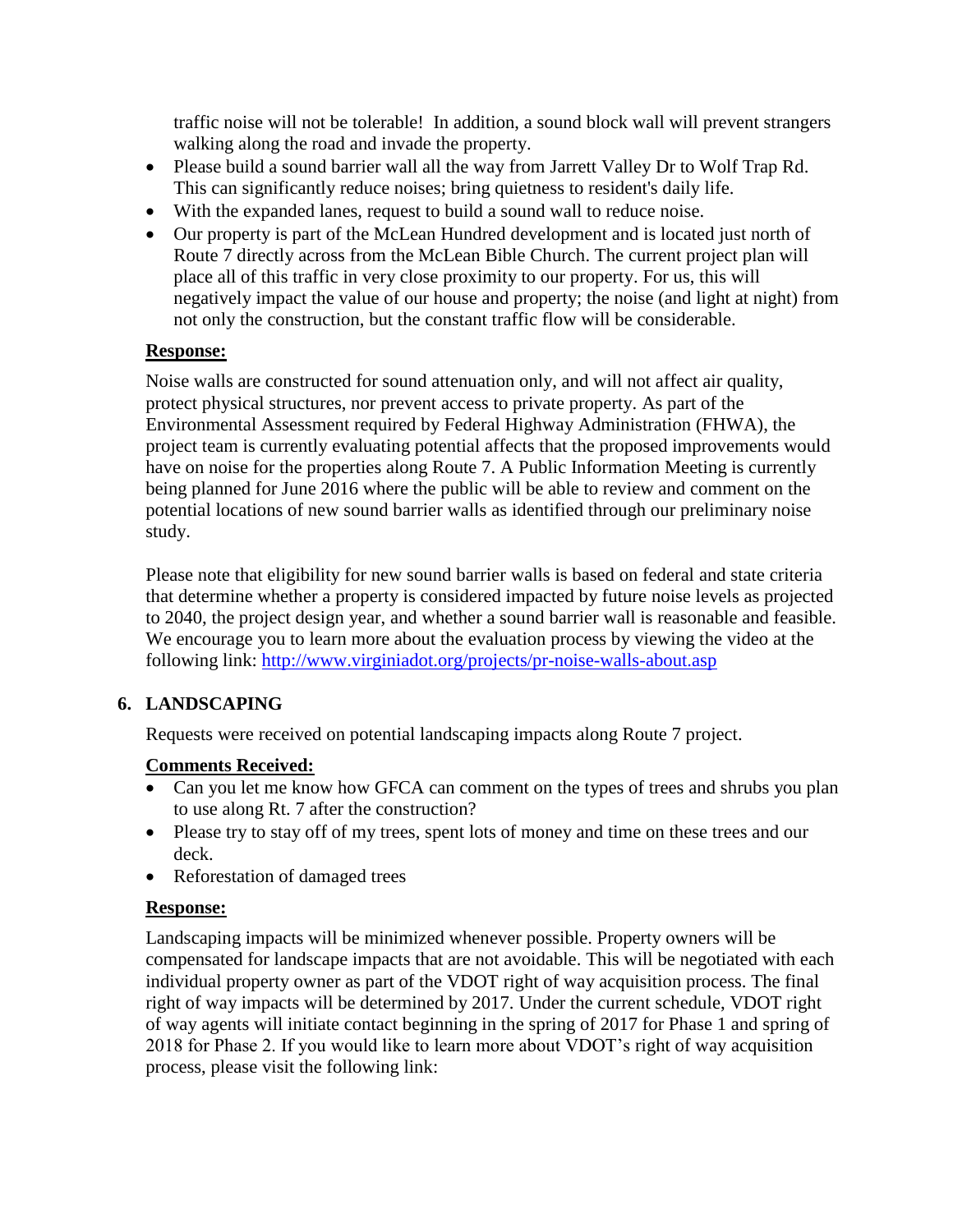traffic noise will not be tolerable! In addition, a sound block wall will prevent strangers walking along the road and invade the property.

- Please build a sound barrier wall all the way from Jarrett Valley Dr to Wolf Trap Rd. This can significantly reduce noises; bring quietness to resident's daily life.
- With the expanded lanes, request to build a sound wall to reduce noise.
- Our property is part of the McLean Hundred development and is located just north of Route 7 directly across from the McLean Bible Church. The current project plan will place all of this traffic in very close proximity to our property. For us, this will negatively impact the value of our house and property; the noise (and light at night) from not only the construction, but the constant traffic flow will be considerable.

**Response:**

Noise walls are constructed for sound attenuation only, and will not affect air quality, protect physical structures, nor prevent access to private property. As part of the Environmental Assessment required by Federal Highway Administration (FHWA), the project team is currently evaluating potential affects that the proposed improvements would have on noise for the properties along Route 7. A Public Information Meeting is currently being planned for June 2016 where the public will be able to review and comment on the potential locations of new sound barrier walls as identified through our preliminary noise study.

Please note that eligibility for new sound barrier walls is based on federal and state criteria that determine whether a property is considered impacted by future noise levels as projected to 2040, the project design year, and whether a sound barrier wall is reasonable and feasible. We encourage you to learn more about the evaluation process by viewing the video at the following link: http://www.virginiadot.org/projects/pr-noise-walls-about.asp

## 6. LANDSCAPING

Requests were received on potential landscaping impacts along Route 7 project.

**Comments Received:**

- Can you let me know how GFCA can comment on the types of trees and shrubs you plan to use along Rt. 7 after the construction?
- Please try to stay off of my trees, spent lots of money and time on these trees and our deck.
- Reforestation of damaged trees

**Response:**

Landscaping impacts will be minimized whenever possible. Property owners will be compensated for landscape impacts that are not avoidable. This will be negotiated with each individual property owner as part of the VDOT right of way acquisition process. The final right of way impacts will be determined by 2017. Under the current schedule, VDOT right of way agents will initiate contact beginning in the spring of 2017 for Phase 1 and spring of 2018 for Phase 2. If you would like to learn more about VDOT's right of way acquisition process, please visit the following link: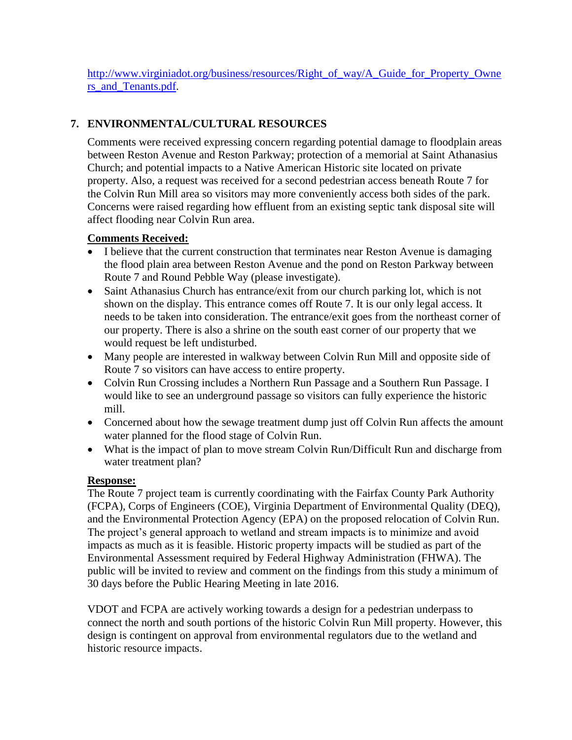http://www.virginiadot.org/business/resources/Right_of_way/A_Guide_for_Property_Owners_and_Tenants.pdf.

## 7. ENVIRONMENTAL/CULTURAL RESOURCES

Comments were received expressing concern regarding potential damage to floodplain areas between Reston Avenue and Reston Parkway; protection of a memorial at Saint Athanasius Church; and potential impacts to a Native American Historic site located on private property. Also, a request was received for a second pedestrian access beneath Route 7 for the Colvin Run Mill area so visitors may more conveniently access both sides of the park. Concerns were raised regarding how effluent from an existing septic tank disposal site will affect flooding near Colvin Run area.

**Comments Received:**

- I believe that the current construction that terminates near Reston Avenue is damaging the flood plain area between Reston Avenue and the pond on Reston Parkway between Route 7 and Round Pebble Way (please investigate).
- Saint Athanasius Church has entrance/exit from our church parking lot, which is not shown on the display. This entrance comes off Route 7. It is our only legal access. It needs to be taken into consideration. The entrance/exit goes from the northeast corner of our property. There is also a shrine on the south east corner of our property that we would request be left undisturbed.
- Many people are interested in walkway between Colvin Run Mill and opposite side of Route 7 so visitors can have access to entire property.
- Colvin Run Crossing includes a Northern Run Passage and a Southern Run Passage. I would like to see an underground passage so visitors can fully experience the historic mill.
- Concerned about how the sewage treatment dump just off Colvin Run affects the amount water planned for the flood stage of Colvin Run.
- What is the impact of plan to move stream Colvin Run/Difficult Run and discharge from water treatment plan?

**Response:**

The Route 7 project team is currently coordinating with the Fairfax County Park Authority (FCPA), Corps of Engineers (COE), Virginia Department of Environmental Quality (DEQ), and the Environmental Protection Agency (EPA) on the proposed relocation of Colvin Run. The project's general approach to wetland and stream impacts is to minimize and avoid impacts as much as it is feasible. Historic property impacts will be studied as part of the Environmental Assessment required by Federal Highway Administration (FHWA). The public will be invited to review and comment on the findings from this study a minimum of 30 days before the Public Hearing Meeting in late 2016.

VDOT and FCPA are actively working towards a design for a pedestrian underpass to connect the north and south portions of the historic Colvin Run Mill property. However, this design is contingent on approval from environmental regulators due to the wetland and historic resource impacts.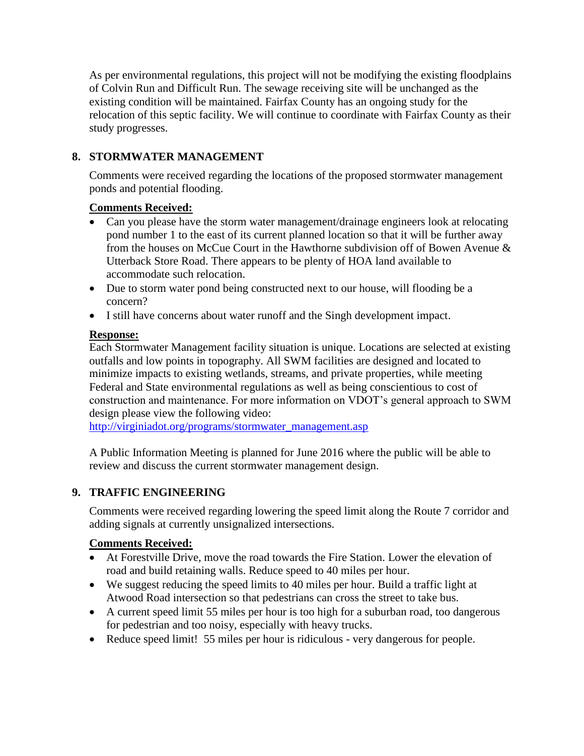As per environmental regulations, this project will not be modifying the existing floodplains of Colvin Run and Difficult Run. The sewage receiving site will be unchanged as the existing condition will be maintained. Fairfax County has an ongoing study for the relocation of this septic facility. We will continue to coordinate with Fairfax County as their study progresses.

## 8. STORMWATER MANAGEMENT

Comments were received regarding the locations of the proposed stormwater management ponds and potential flooding.

**Comments Received:**

- Can you please have the storm water management/drainage engineers look at relocating pond number 1 to the east of its current planned location so that it will be further away from the houses on McCue Court in the Hawthorne subdivision off of Bowen Avenue & Utterback Store Road. There appears to be plenty of HOA land available to accommodate such relocation.
- Due to storm water pond being constructed next to our house, will flooding be a concern?
- I still have concerns about water runoff and the Singh development impact.

**Response:**

Each Stormwater Management facility situation is unique. Locations are selected at existing outfalls and low points in topography. All SWM facilities are designed and located to minimize impacts to existing wetlands, streams, and private properties, while meeting Federal and State environmental regulations as well as being conscientious to cost of construction and maintenance. For more information on VDOT's general approach to SWM design please view the following video:
http://virginiadot.org/programs/stormwater_management.asp

A Public Information Meeting is planned for June 2016 where the public will be able to review and discuss the current stormwater management design.

## 9. TRAFFIC ENGINEERING

Comments were received regarding lowering the speed limit along the Route 7 corridor and adding signals at currently unsignalized intersections.

**Comments Received:**

- At Forestville Drive, move the road towards the Fire Station. Lower the elevation of road and build retaining walls. Reduce speed to 40 miles per hour.
- We suggest reducing the speed limits to 40 miles per hour. Build a traffic light at Atwood Road intersection so that pedestrians can cross the street to take bus.
- A current speed limit 55 miles per hour is too high for a suburban road, too dangerous for pedestrian and too noisy, especially with heavy trucks.
- Reduce speed limit! 55 miles per hour is ridiculous - very dangerous for people.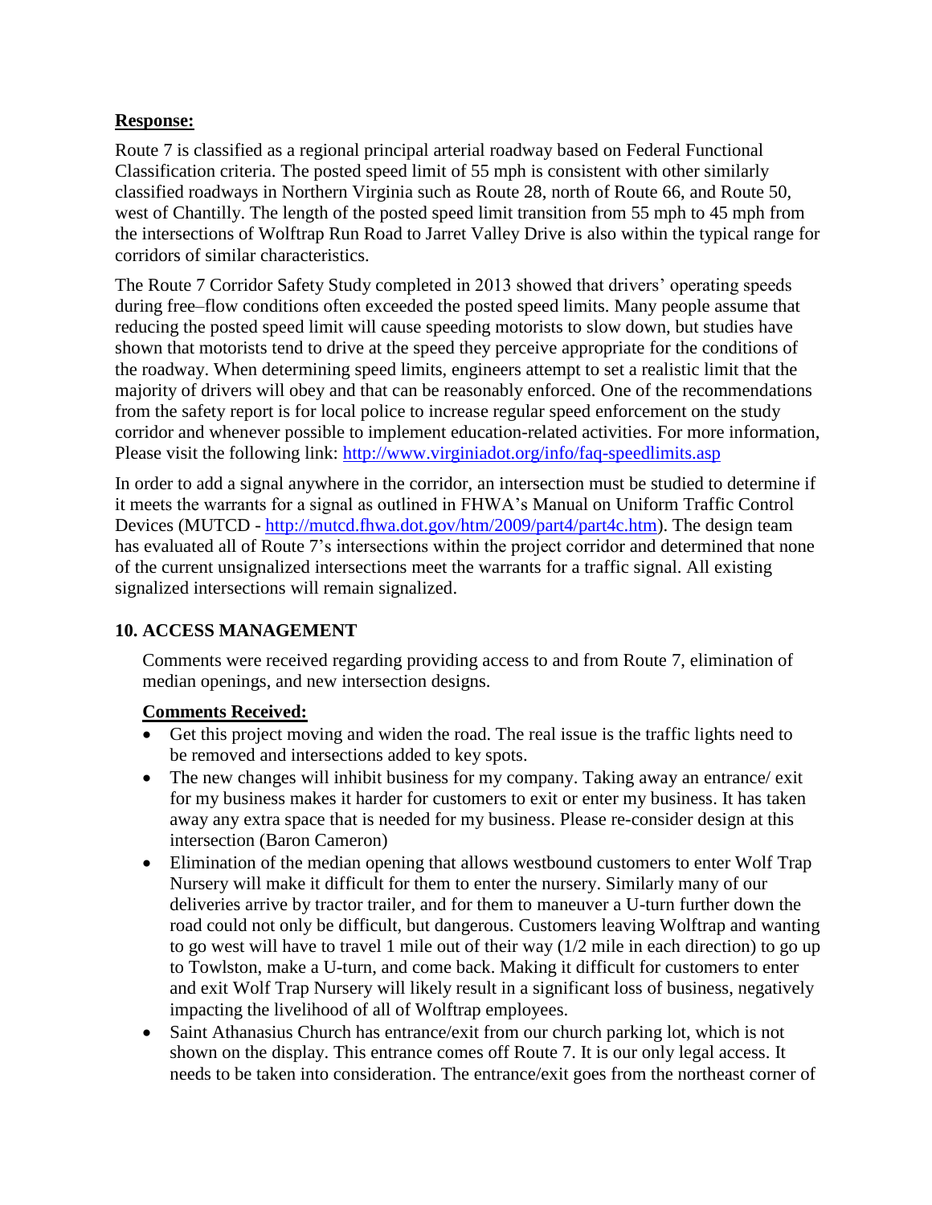**Response:**

Route 7 is classified as a regional principal arterial roadway based on Federal Functional Classification criteria. The posted speed limit of 55 mph is consistent with other similarly classified roadways in Northern Virginia such as Route 28, north of Route 66, and Route 50, west of Chantilly. The length of the posted speed limit transition from 55 mph to 45 mph from the intersections of Wolftrap Run Road to Jarret Valley Drive is also within the typical range for corridors of similar characteristics.

The Route 7 Corridor Safety Study completed in 2013 showed that drivers' operating speeds during free–flow conditions often exceeded the posted speed limits. Many people assume that reducing the posted speed limit will cause speeding motorists to slow down, but studies have shown that motorists tend to drive at the speed they perceive appropriate for the conditions of the roadway. When determining speed limits, engineers attempt to set a realistic limit that the majority of drivers will obey and that can be reasonably enforced. One of the recommendations from the safety report is for local police to increase regular speed enforcement on the study corridor and whenever possible to implement education-related activities. For more information, Please visit the following link: http://www.virginiadot.org/info/faq-speedlimits.asp

In order to add a signal anywhere in the corridor, an intersection must be studied to determine if it meets the warrants for a signal as outlined in FHWA's Manual on Uniform Traffic Control Devices (MUTCD - http://mutcd.fhwa.dot.gov/htm/2009/part4/part4c.htm). The design team has evaluated all of Route 7's intersections within the project corridor and determined that none of the current unsignalized intersections meet the warrants for a traffic signal. All existing signalized intersections will remain signalized.

## 10. ACCESS MANAGEMENT

Comments were received regarding providing access to and from Route 7, elimination of median openings, and new intersection designs.

**Comments Received:**

- Get this project moving and widen the road. The real issue is the traffic lights need to be removed and intersections added to key spots.
- The new changes will inhibit business for my company. Taking away an entrance/ exit for my business makes it harder for customers to exit or enter my business. It has taken away any extra space that is needed for my business. Please re-consider design at this intersection (Baron Cameron)
- Elimination of the median opening that allows westbound customers to enter Wolf Trap Nursery will make it difficult for them to enter the nursery. Similarly many of our deliveries arrive by tractor trailer, and for them to maneuver a U-turn further down the road could not only be difficult, but dangerous. Customers leaving Wolftrap and wanting to go west will have to travel 1 mile out of their way (1/2 mile in each direction) to go up to Towlston, make a U-turn, and come back. Making it difficult for customers to enter and exit Wolf Trap Nursery will likely result in a significant loss of business, negatively impacting the livelihood of all of Wolftrap employees.
- Saint Athanasius Church has entrance/exit from our church parking lot, which is not shown on the display. This entrance comes off Route 7. It is our only legal access. It needs to be taken into consideration. The entrance/exit goes from the northeast corner of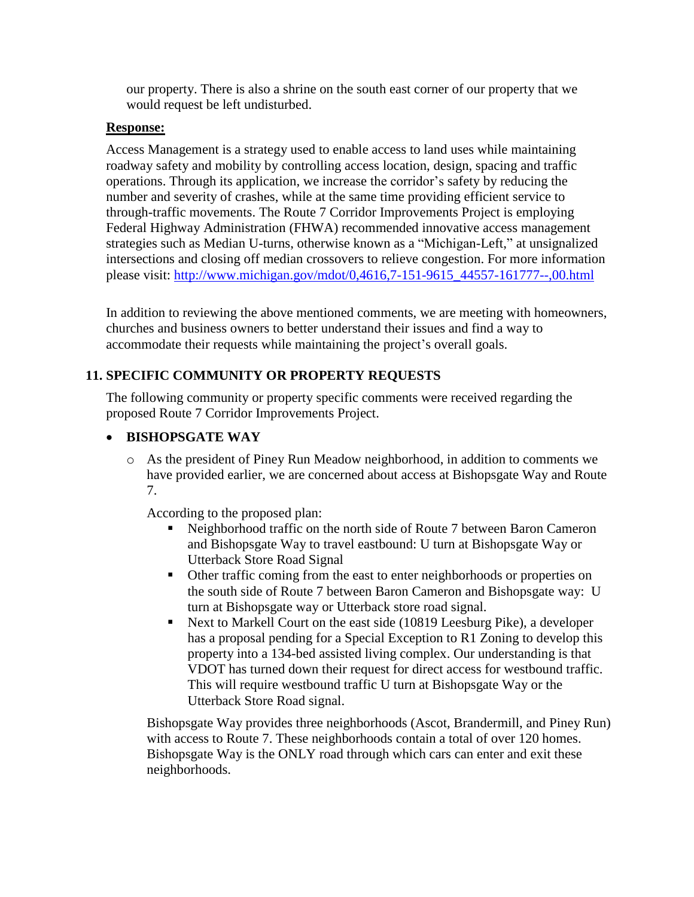our property. There is also a shrine on the south east corner of our property that we would request be left undisturbed.

**Response:**

Access Management is a strategy used to enable access to land uses while maintaining roadway safety and mobility by controlling access location, design, spacing and traffic operations. Through its application, we increase the corridor's safety by reducing the number and severity of crashes, while at the same time providing efficient service to through-traffic movements. The Route 7 Corridor Improvements Project is employing Federal Highway Administration (FHWA) recommended innovative access management strategies such as Median U-turns, otherwise known as a "Michigan-Left," at unsignalized intersections and closing off median crossovers to relieve congestion. For more information please visit: [http://www.michigan.gov/mdot/0,4616,7-151-9615_44557-161777--,00.html](http://www.michigan.gov/mdot/0,4616,7-151-9615_44557-161777--,00.html)

In addition to reviewing the above mentioned comments, we are meeting with homeowners, churches and business owners to better understand their issues and find a way to accommodate their requests while maintaining the project's overall goals.

## 11. SPECIFIC COMMUNITY OR PROPERTY REQUESTS

The following community or property specific comments were received regarding the proposed Route 7 Corridor Improvements Project.

- **BISHOPSGATE WAY**
  - As the president of Piney Run Meadow neighborhood, in addition to comments we have provided earlier, we are concerned about access at Bishopsgate Way and Route 7.

    According to the proposed plan:
    - Neighborhood traffic on the north side of Route 7 between Baron Cameron and Bishopsgate Way to travel eastbound: U turn at Bishopsgate Way or Utterback Store Road Signal
    - Other traffic coming from the east to enter neighborhoods or properties on the south side of Route 7 between Baron Cameron and Bishopsgate way: U turn at Bishopsgate way or Utterback store road signal.
    - Next to Markell Court on the east side (10819 Leesburg Pike), a developer has a proposal pending for a Special Exception to R1 Zoning to develop this property into a 134-bed assisted living complex. Our understanding is that VDOT has turned down their request for direct access for westbound traffic. This will require westbound traffic U turn at Bishopsgate Way or the Utterback Store Road signal.

    Bishopsgate Way provides three neighborhoods (Ascot, Brandermill, and Piney Run) with access to Route 7. These neighborhoods contain a total of over 120 homes. Bishopsgate Way is the ONLY road through which cars can enter and exit these neighborhoods.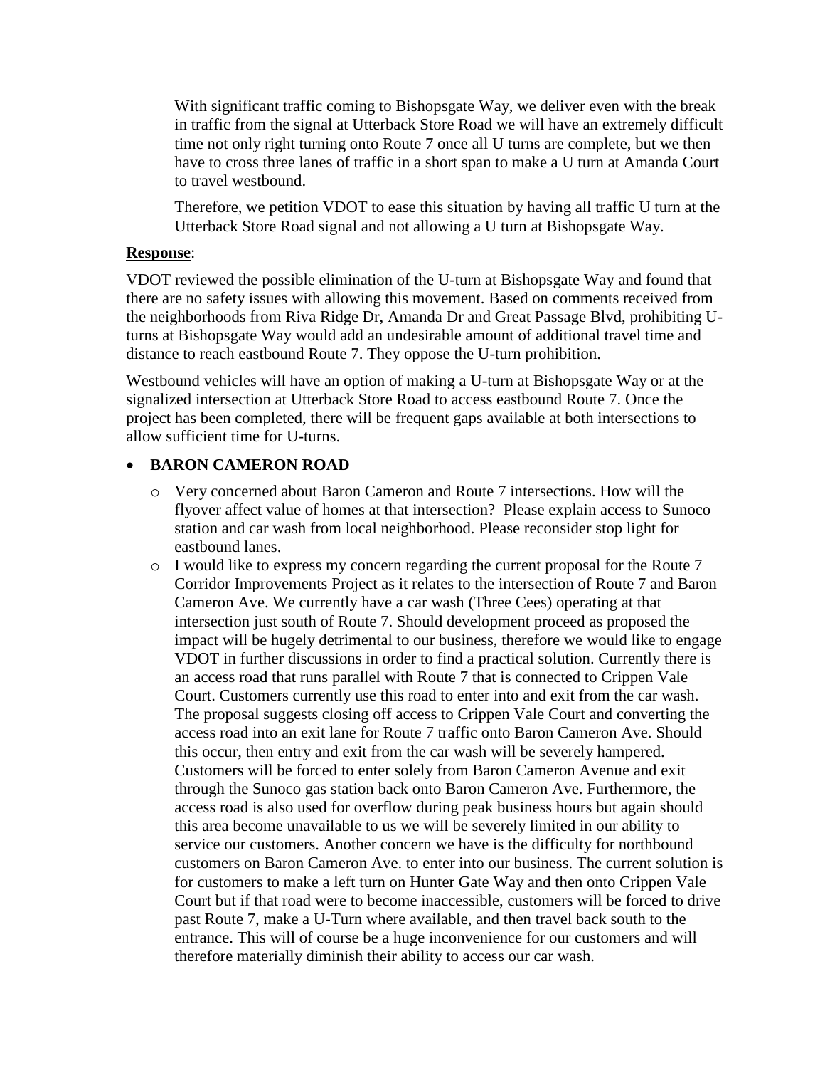With significant traffic coming to Bishopsgate Way, we deliver even with the break in traffic from the signal at Utterback Store Road we will have an extremely difficult time not only right turning onto Route 7 once all U turns are complete, but we then have to cross three lanes of traffic in a short span to make a U turn at Amanda Court to travel westbound.

Therefore, we petition VDOT to ease this situation by having all traffic U turn at the Utterback Store Road signal and not allowing a U turn at Bishopsgate Way.

**Response**:

VDOT reviewed the possible elimination of the U-turn at Bishopsgate Way and found that there are no safety issues with allowing this movement. Based on comments received from the neighborhoods from Riva Ridge Dr, Amanda Dr and Great Passage Blvd, prohibiting U-turns at Bishopsgate Way would add an undesirable amount of additional travel time and distance to reach eastbound Route 7. They oppose the U-turn prohibition.

Westbound vehicles will have an option of making a U-turn at Bishopsgate Way or at the signalized intersection at Utterback Store Road to access eastbound Route 7. Once the project has been completed, there will be frequent gaps available at both intersections to allow sufficient time for U-turns.

- **BARON CAMERON ROAD**
  - Very concerned about Baron Cameron and Route 7 intersections. How will the flyover affect value of homes at that intersection? Please explain access to Sunoco station and car wash from local neighborhood. Please reconsider stop light for eastbound lanes.
  - I would like to express my concern regarding the current proposal for the Route 7 Corridor Improvements Project as it relates to the intersection of Route 7 and Baron Cameron Ave. We currently have a car wash (Three Cees) operating at that intersection just south of Route 7. Should development proceed as proposed the impact will be hugely detrimental to our business, therefore we would like to engage VDOT in further discussions in order to find a practical solution. Currently there is an access road that runs parallel with Route 7 that is connected to Crippen Vale Court. Customers currently use this road to enter into and exit from the car wash. The proposal suggests closing off access to Crippen Vale Court and converting the access road into an exit lane for Route 7 traffic onto Baron Cameron Ave. Should this occur, then entry and exit from the car wash will be severely hampered. Customers will be forced to enter solely from Baron Cameron Avenue and exit through the Sunoco gas station back onto Baron Cameron Ave. Furthermore, the access road is also used for overflow during peak business hours but again should this area become unavailable to us we will be severely limited in our ability to service our customers. Another concern we have is the difficulty for northbound customers on Baron Cameron Ave. to enter into our business. The current solution is for customers to make a left turn on Hunter Gate Way and then onto Crippen Vale Court but if that road were to become inaccessible, customers will be forced to drive past Route 7, make a U-Turn where available, and then travel back south to the entrance. This will of course be a huge inconvenience for our customers and will therefore materially diminish their ability to access our car wash.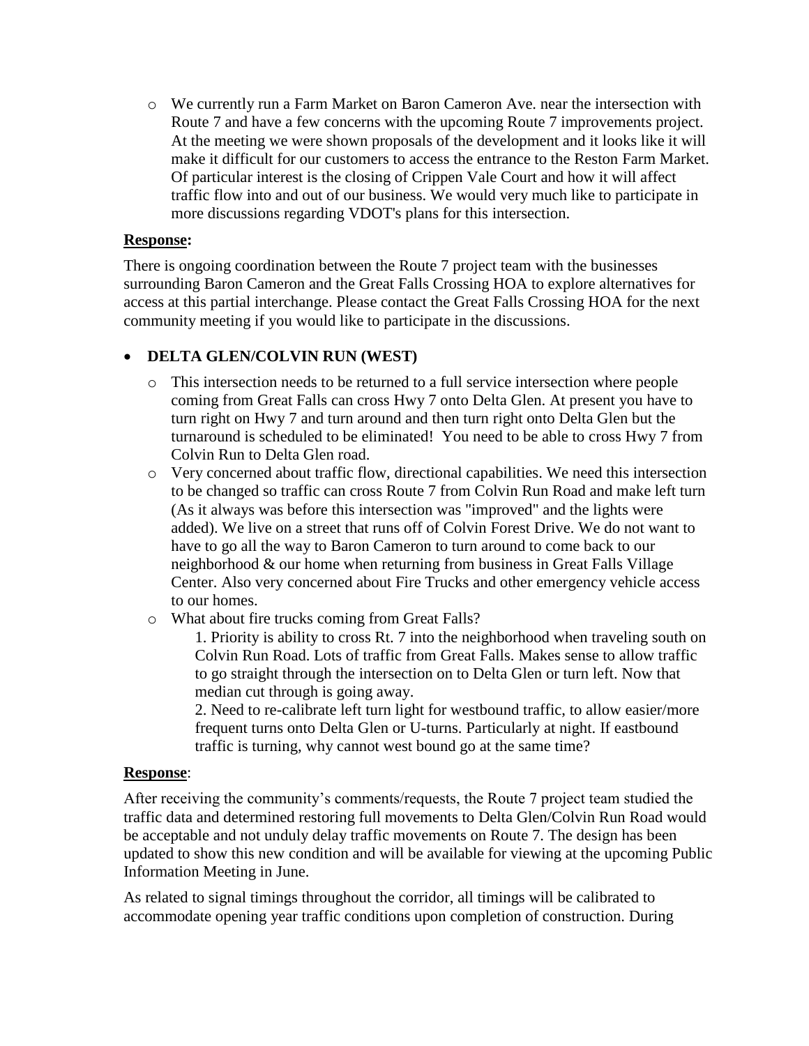- We currently run a Farm Market on Baron Cameron Ave. near the intersection with Route 7 and have a few concerns with the upcoming Route 7 improvements project. At the meeting we were shown proposals of the development and it looks like it will make it difficult for our customers to access the entrance to the Reston Farm Market. Of particular interest is the closing of Crippen Vale Court and how it will affect traffic flow into and out of our business. We would very much like to participate in more discussions regarding VDOT's plans for this intersection.

**Response:**

There is ongoing coordination between the Route 7 project team with the businesses surrounding Baron Cameron and the Great Falls Crossing HOA to explore alternatives for access at this partial interchange. Please contact the Great Falls Crossing HOA for the next community meeting if you would like to participate in the discussions.

- **DELTA GLEN/COLVIN RUN (WEST)**
  - This intersection needs to be returned to a full service intersection where people coming from Great Falls can cross Hwy 7 onto Delta Glen. At present you have to turn right on Hwy 7 and turn around and then turn right onto Delta Glen but the turnaround is scheduled to be eliminated! You need to be able to cross Hwy 7 from Colvin Run to Delta Glen road.
  - Very concerned about traffic flow, directional capabilities. We need this intersection to be changed so traffic can cross Route 7 from Colvin Run Road and make left turn (As it always was before this intersection was "improved" and the lights were added). We live on a street that runs off of Colvin Forest Drive. We do not want to have to go all the way to Baron Cameron to turn around to come back to our neighborhood & our home when returning from business in Great Falls Village Center. Also very concerned about Fire Trucks and other emergency vehicle access to our homes.
  - What about fire trucks coming from Great Falls?

    1. Priority is ability to cross Rt. 7 into the neighborhood when traveling south on Colvin Run Road. Lots of traffic from Great Falls. Makes sense to allow traffic to go straight through the intersection on to Delta Glen or turn left. Now that median cut through is going away.

    2. Need to re-calibrate left turn light for westbound traffic, to allow easier/more frequent turns onto Delta Glen or U-turns. Particularly at night. If eastbound traffic is turning, why cannot west bound go at the same time?

**Response**:

After receiving the community's comments/requests, the Route 7 project team studied the traffic data and determined restoring full movements to Delta Glen/Colvin Run Road would be acceptable and not unduly delay traffic movements on Route 7. The design has been updated to show this new condition and will be available for viewing at the upcoming Public Information Meeting in June.

As related to signal timings throughout the corridor, all timings will be calibrated to accommodate opening year traffic conditions upon completion of construction. During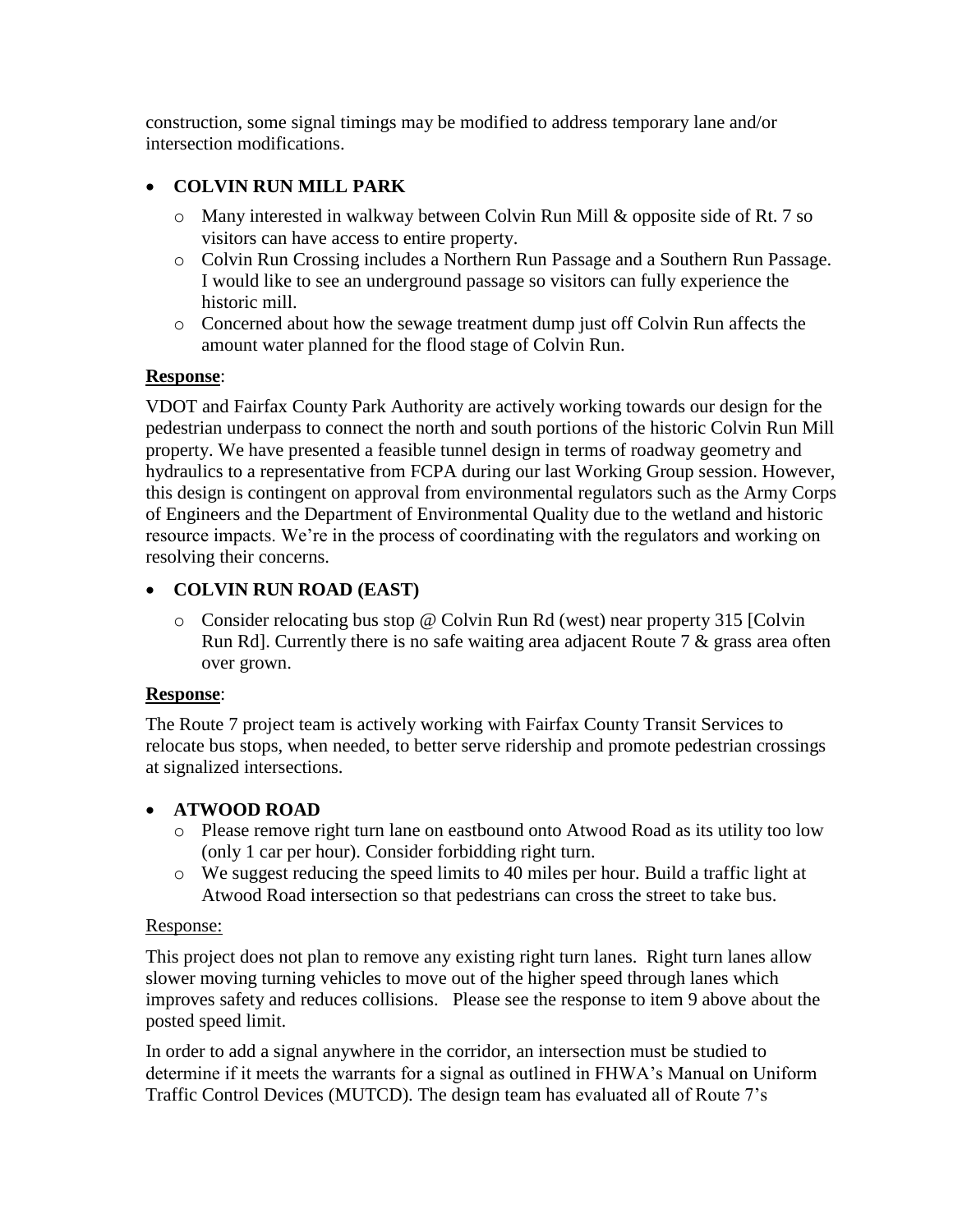construction, some signal timings may be modified to address temporary lane and/or intersection modifications.

- **COLVIN RUN MILL PARK**
  - Many interested in walkway between Colvin Run Mill & opposite side of Rt. 7 so visitors can have access to entire property.
  - Colvin Run Crossing includes a Northern Run Passage and a Southern Run Passage. I would like to see an underground passage so visitors can fully experience the historic mill.
  - Concerned about how the sewage treatment dump just off Colvin Run affects the amount water planned for the flood stage of Colvin Run.

**Response**:

VDOT and Fairfax County Park Authority are actively working towards our design for the pedestrian underpass to connect the north and south portions of the historic Colvin Run Mill property. We have presented a feasible tunnel design in terms of roadway geometry and hydraulics to a representative from FCPA during our last Working Group session. However, this design is contingent on approval from environmental regulators such as the Army Corps of Engineers and the Department of Environmental Quality due to the wetland and historic resource impacts. We're in the process of coordinating with the regulators and working on resolving their concerns.

- **COLVIN RUN ROAD (EAST)**
  - Consider relocating bus stop @ Colvin Run Rd (west) near property 315 [Colvin Run Rd]. Currently there is no safe waiting area adjacent Route 7 & grass area often over grown.

**Response**:

The Route 7 project team is actively working with Fairfax County Transit Services to relocate bus stops, when needed, to better serve ridership and promote pedestrian crossings at signalized intersections.

- **ATWOOD ROAD**
  - Please remove right turn lane on eastbound onto Atwood Road as its utility too low (only 1 car per hour). Consider forbidding right turn.
  - We suggest reducing the speed limits to 40 miles per hour. Build a traffic light at Atwood Road intersection so that pedestrians can cross the street to take bus.

Response:

This project does not plan to remove any existing right turn lanes. Right turn lanes allow slower moving turning vehicles to move out of the higher speed through lanes which improves safety and reduces collisions. Please see the response to item 9 above about the posted speed limit.

In order to add a signal anywhere in the corridor, an intersection must be studied to determine if it meets the warrants for a signal as outlined in FHWA's Manual on Uniform Traffic Control Devices (MUTCD). The design team has evaluated all of Route 7's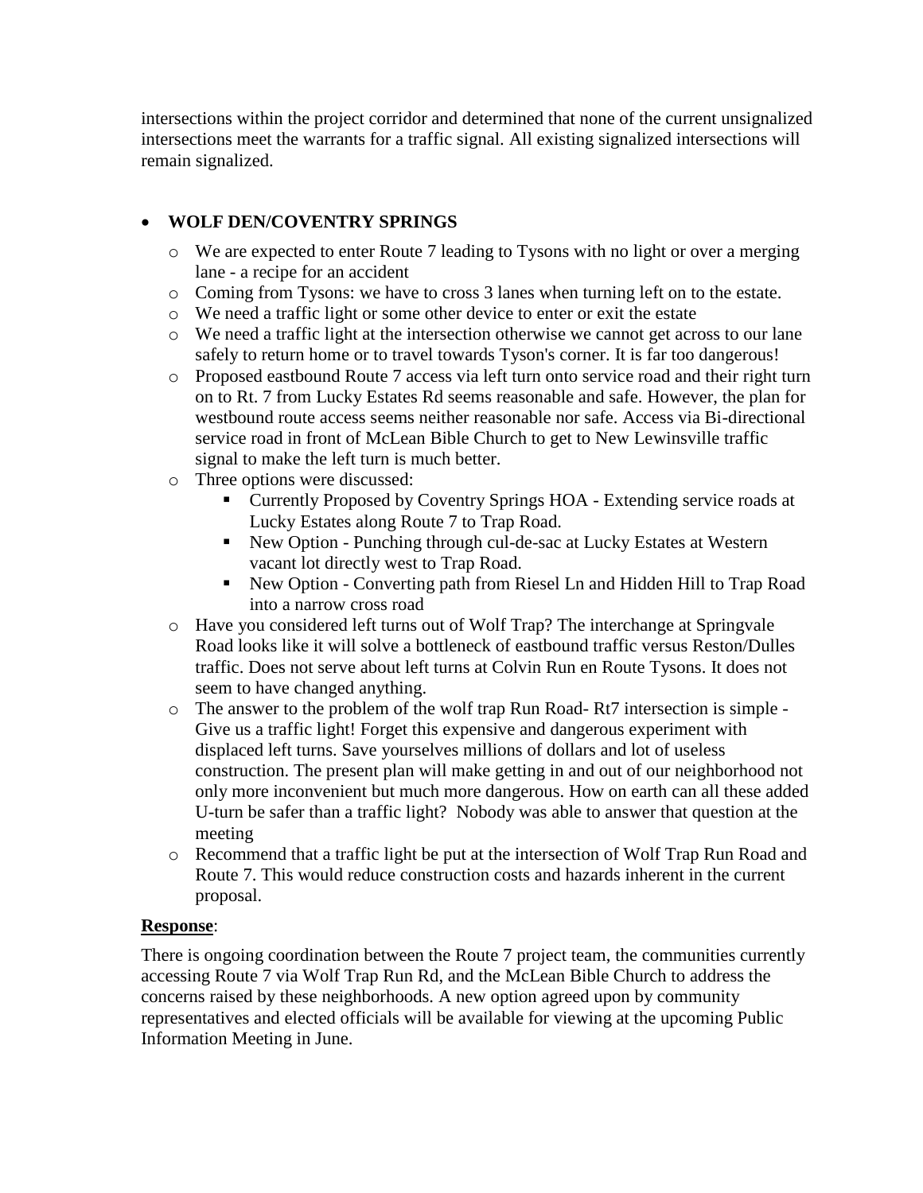intersections within the project corridor and determined that none of the current unsignalized intersections meet the warrants for a traffic signal. All existing signalized intersections will remain signalized.

- **WOLF DEN/COVENTRY SPRINGS**
  - We are expected to enter Route 7 leading to Tysons with no light or over a merging lane - a recipe for an accident
  - Coming from Tysons: we have to cross 3 lanes when turning left on to the estate.
  - We need a traffic light or some other device to enter or exit the estate
  - We need a traffic light at the intersection otherwise we cannot get across to our lane safely to return home or to travel towards Tyson's corner. It is far too dangerous!
  - Proposed eastbound Route 7 access via left turn onto service road and their right turn on to Rt. 7 from Lucky Estates Rd seems reasonable and safe. However, the plan for westbound route access seems neither reasonable nor safe. Access via Bi-directional service road in front of McLean Bible Church to get to New Lewinsville traffic signal to make the left turn is much better.
  - Three options were discussed:
    - Currently Proposed by Coventry Springs HOA - Extending service roads at Lucky Estates along Route 7 to Trap Road.
    - New Option - Punching through cul-de-sac at Lucky Estates at Western vacant lot directly west to Trap Road.
    - New Option - Converting path from Riesel Ln and Hidden Hill to Trap Road into a narrow cross road
  - Have you considered left turns out of Wolf Trap? The interchange at Springvale Road looks like it will solve a bottleneck of eastbound traffic versus Reston/Dulles traffic. Does not serve about left turns at Colvin Run en Route Tysons. It does not seem to have changed anything.
  - The answer to the problem of the wolf trap Run Road- Rt7 intersection is simple - Give us a traffic light! Forget this expensive and dangerous experiment with displaced left turns. Save yourselves millions of dollars and lot of useless construction. The present plan will make getting in and out of our neighborhood not only more inconvenient but much more dangerous. How on earth can all these added U-turn be safer than a traffic light? Nobody was able to answer that question at the meeting
  - Recommend that a traffic light be put at the intersection of Wolf Trap Run Road and Route 7. This would reduce construction costs and hazards inherent in the current proposal.

**Response**:

There is ongoing coordination between the Route 7 project team, the communities currently accessing Route 7 via Wolf Trap Run Rd, and the McLean Bible Church to address the concerns raised by these neighborhoods. A new option agreed upon by community representatives and elected officials will be available for viewing at the upcoming Public Information Meeting in June.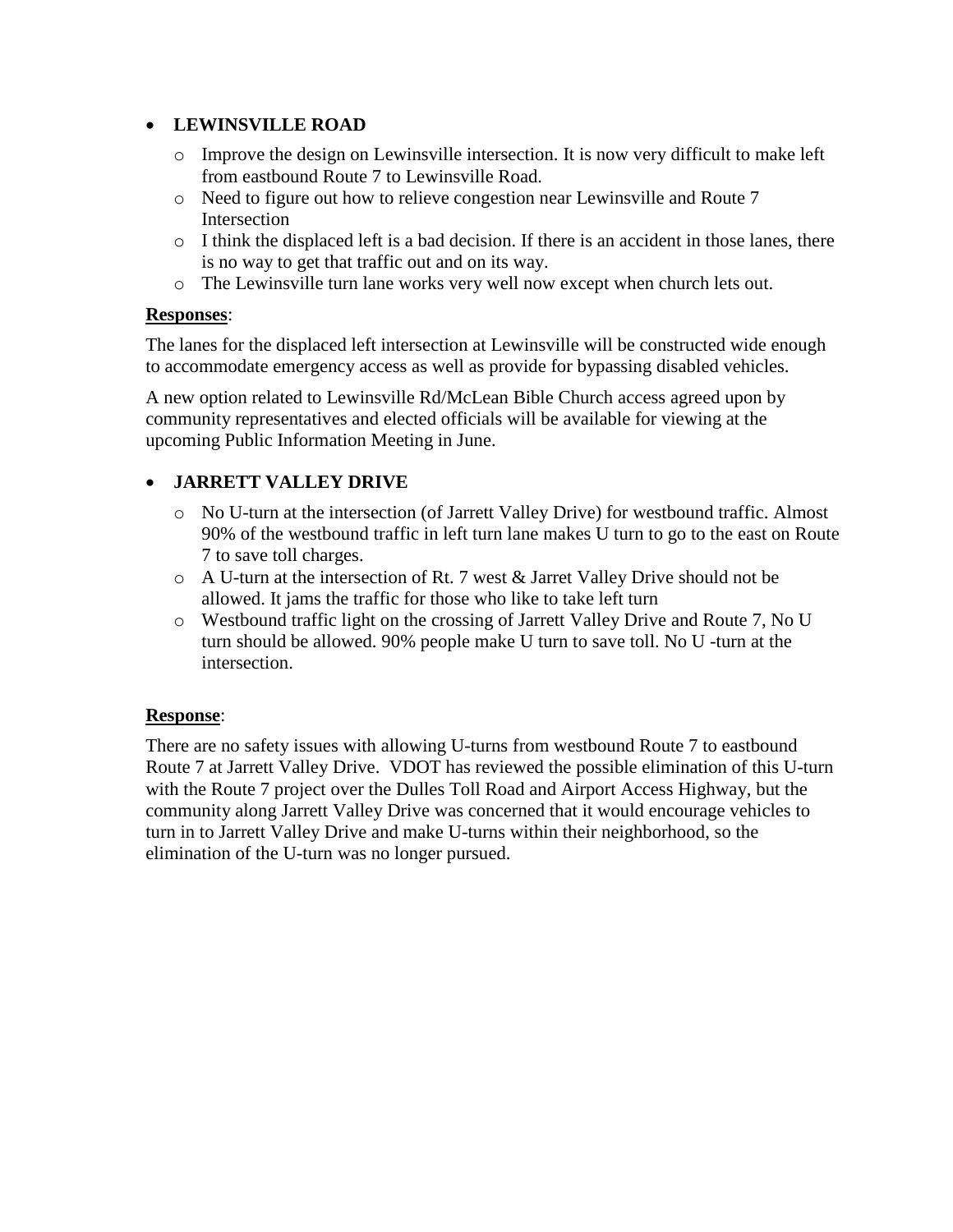- **LEWINSVILLE ROAD**
  - Improve the design on Lewinsville intersection. It is now very difficult to make left from eastbound Route 7 to Lewinsville Road.
  - Need to figure out how to relieve congestion near Lewinsville and Route 7 Intersection
  - I think the displaced left is a bad decision. If there is an accident in those lanes, there is no way to get that traffic out and on its way.
  - The Lewinsville turn lane works very well now except when church lets out.

**Responses**:

The lanes for the displaced left intersection at Lewinsville will be constructed wide enough to accommodate emergency access as well as provide for bypassing disabled vehicles.

A new option related to Lewinsville Rd/McLean Bible Church access agreed upon by community representatives and elected officials will be available for viewing at the upcoming Public Information Meeting in June.

- **JARRETT VALLEY DRIVE**
  - No U-turn at the intersection (of Jarrett Valley Drive) for westbound traffic. Almost 90% of the westbound traffic in left turn lane makes U turn to go to the east on Route 7 to save toll charges.
  - A U-turn at the intersection of Rt. 7 west & Jarret Valley Drive should not be allowed. It jams the traffic for those who like to take left turn
  - Westbound traffic light on the crossing of Jarrett Valley Drive and Route 7, No U turn should be allowed. 90% people make U turn to save toll. No U -turn at the intersection.

**Response**:

There are no safety issues with allowing U-turns from westbound Route 7 to eastbound Route 7 at Jarrett Valley Drive. VDOT has reviewed the possible elimination of this U-turn with the Route 7 project over the Dulles Toll Road and Airport Access Highway, but the community along Jarrett Valley Drive was concerned that it would encourage vehicles to turn in to Jarrett Valley Drive and make U-turns within their neighborhood, so the elimination of the U-turn was no longer pursued.